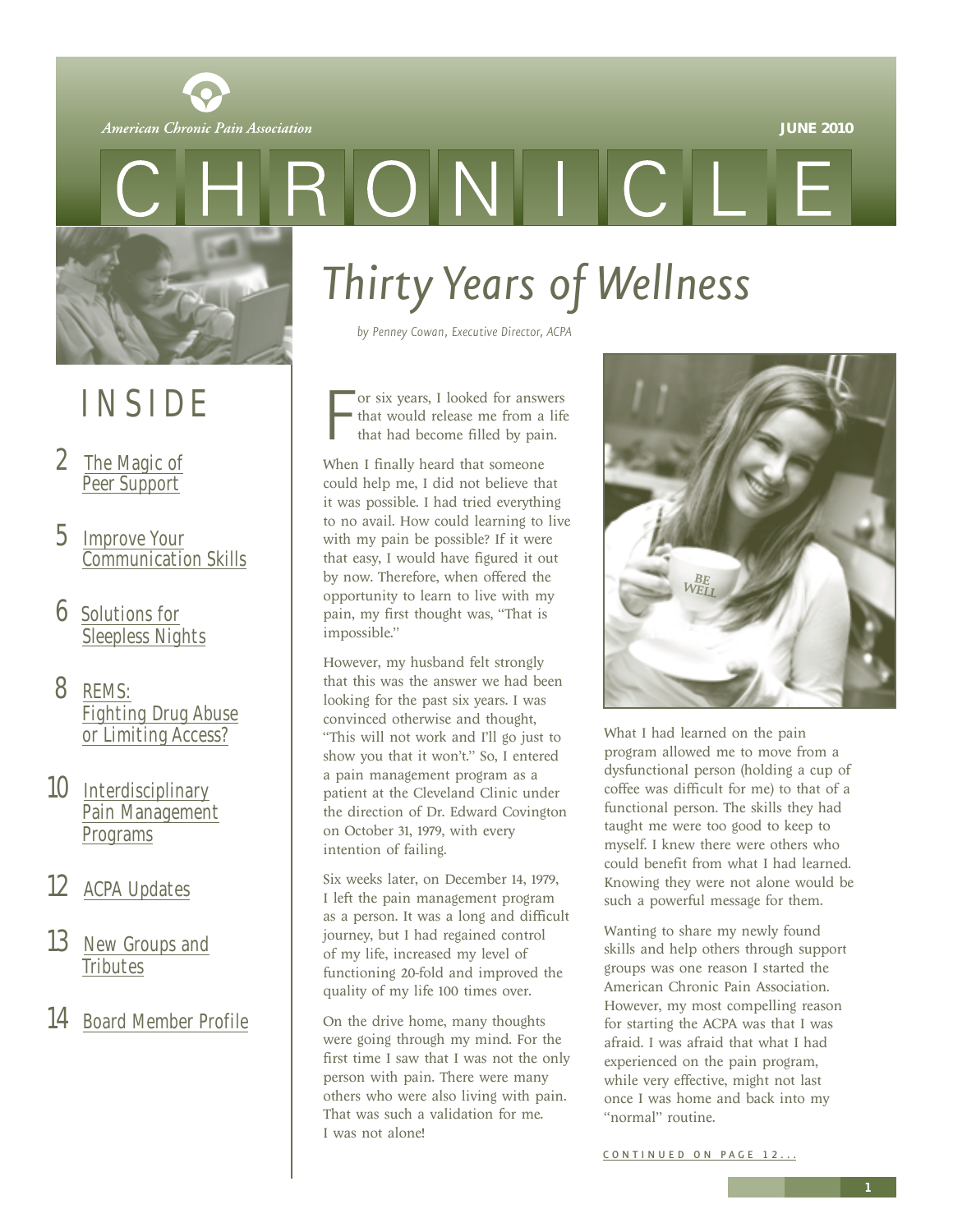American Chronic Pain Association

JUNE 2010

# CHRONICLE

## INSIDE

- 2 The Magic of Peer Support
- 5 Improve Your Communication Skills
- 6 Solutions for Sleepless Nights
- 8 REMS: Fighting Drug Abuse or Limiting Access?
- 10 Interdisciplinary Pain Management Programs
- 12 ACPA Updates
- 13 New Groups and Tributes
- 14 Board Member Profile

# Thirty Years of Wellness

*by Penney Cowan, Executive Director, ACPA*

For six years, I looked for answers that would release me from a life that had become filled by pain.

When I finally heard that someone could help me, I did not believe that it was possible. I had tried everything to no avail. How could learning to live with my pain be possible? If it were that easy, I would have figured it out by now. Therefore, when offered the opportunity to learn to live with my pain, my first thought was, "That is impossible."

However, my husband felt strongly that this was the answer we had been looking for the past six years. I was convinced otherwise and thought, "This will not work and I'll go just to show you that it won't." So, I entered a pain management program as a patient at the Cleveland Clinic under the direction of Dr. Edward Covington on October 31, 1979, with every intention of failing.

Six weeks later, on December 14, 1979, I left the pain management program as a person. It was a long and difficult journey, but I had regained control of my life, increased my level of functioning 20-fold and improved the quality of my life 100 times over.

On the drive home, many thoughts were going through my mind. For the first time I saw that I was not the only person with pain. There were many others who were also living with pain. That was such a validation for me. I was not alone!

What I had learned on the pain program allowed me to move from a dysfunctional person (holding a cup of coffee was difficult for me) to that of a functional person. The skills they had taught me were too good to keep to myself. I knew there were others who could benefit from what I had learned. Knowing they were not alone would be such a powerful message for them.

Wanting to share my newly found skills and help others through support groups was one reason I started the American Chronic Pain Association. However, my most compelling reason for starting the ACPA was that I was afraid. I was afraid that what I had experienced on the pain program, while very effective, might not last once I was home and back into my "normal" routine.

CONTINUED ON PAGE 12...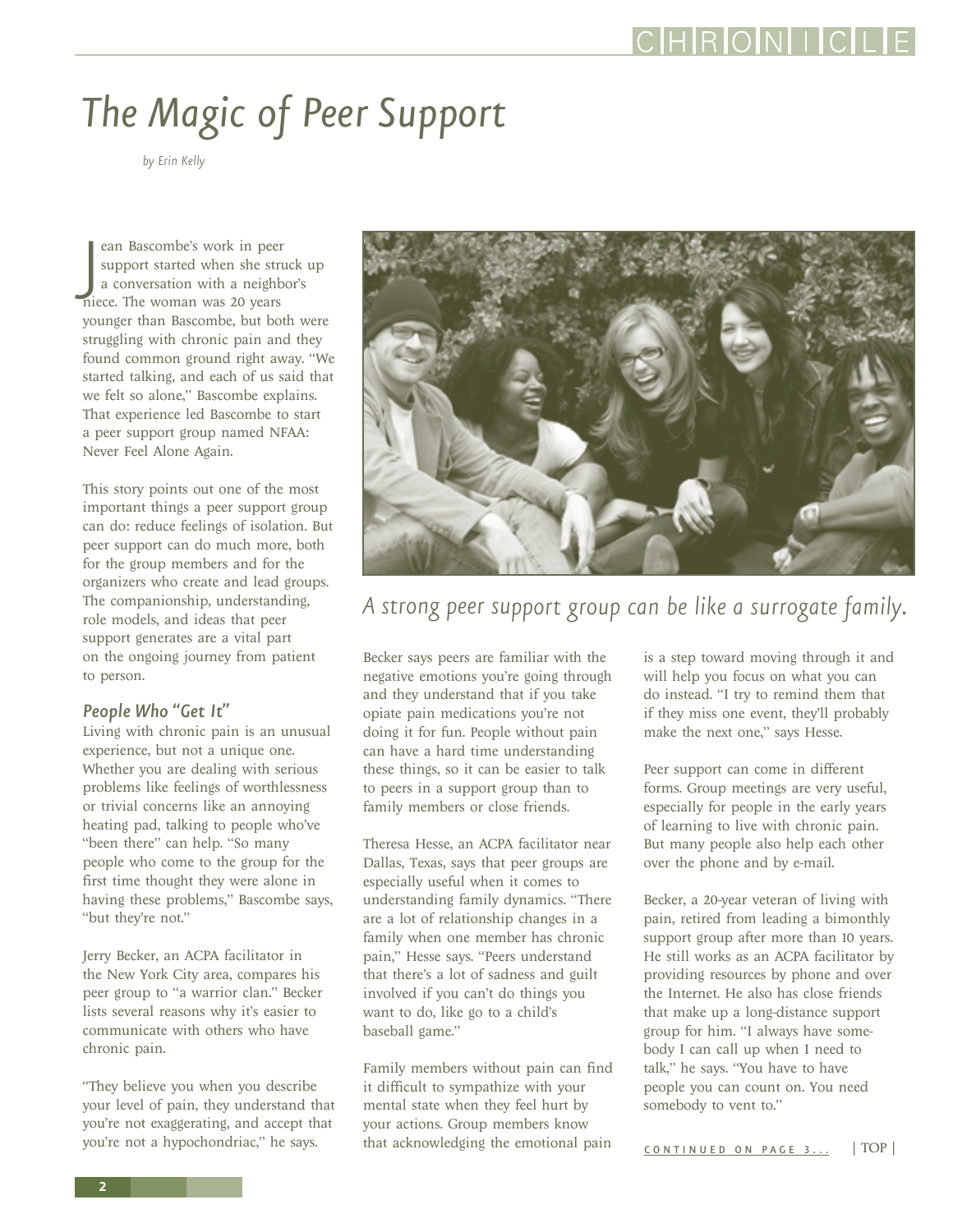# The Magic of Peer Support

*by Erin Kelly*

Jean Bascombe's work in peer support started when she struck up a conversation with a neighbor's niece. The woman was 20 years younger than Bascombe, but both were struggling with chronic pain and they found common ground right away. "We started talking, and each of us said that we felt so alone," Bascombe explains. That experience led Bascombe to start a peer support group named NFAA: Never Feel Alone Again.

This story points out one of the most important things a peer support group can do: reduce feelings of isolation. But peer support can do much more, both for the group members and for the organizers who create and lead groups. The companionship, understanding, role models, and ideas that peer support generates are a vital part on the ongoing journey from patient to person.

*A strong peer support group can be like a surrogate family.*

## People Who "Get It"

Living with chronic pain is an unusual experience, but not a unique one. Whether you are dealing with serious problems like feelings of worthlessness or trivial concerns like an annoying heating pad, talking to people who've "been there" can help. "So many people who come to the group for the first time thought they were alone in having these problems," Bascombe says, "but they're not."

Jerry Becker, an ACPA facilitator in the New York City area, compares his peer group to "a warrior clan." Becker lists several reasons why it's easier to communicate with others who have chronic pain.

"They believe you when you describe your level of pain, they understand that you're not exaggerating, and accept that you're not a hypochondriac," he says.

Becker says peers are familiar with the negative emotions you're going through and they understand that if you take opiate pain medications you're not doing it for fun. People without pain can have a hard time understanding these things, so it can be easier to talk to peers in a support group than to family members or close friends.

Theresa Hesse, an ACPA facilitator near Dallas, Texas, says that peer groups are especially useful when it comes to understanding family dynamics. "There are a lot of relationship changes in a family when one member has chronic pain," Hesse says. "Peers understand that there's a lot of sadness and guilt involved if you can't do things you want to do, like go to a child's baseball game."

Family members without pain can find it difficult to sympathize with your mental state when they feel hurt by your actions. Group members know that acknowledging the emotional pain is a step toward moving through it and will help you focus on what you can do instead. "I try to remind them that if they miss one event, they'll probably make the next one," says Hesse.

Peer support can come in different forms. Group meetings are very useful, especially for people in the early years of learning to live with chronic pain. But many people also help each other over the phone and by e-mail.

Becker, a 20-year veteran of living with pain, retired from leading a bimonthly support group after more than 10 years. He still works as an ACPA facilitator by providing resources by phone and over the Internet. He also has close friends that make up a long-distance support group for him. "I always have somebody I can call up when I need to talk," he says. "You have to have people you can count on. You need somebody to vent to."

CONTINUED ON PAGE 3... | TOP |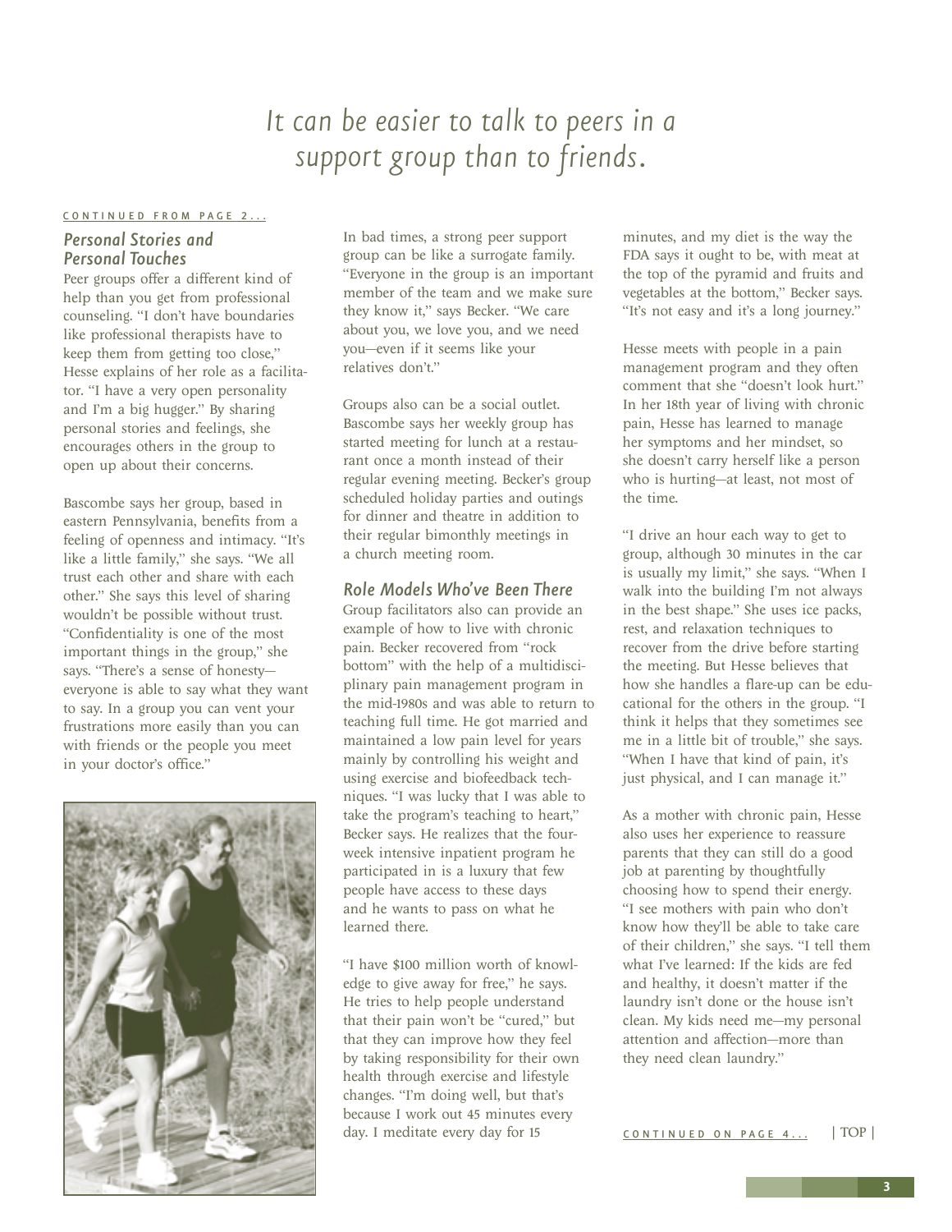*It can be easier to talk to peers in a support group than to friends.*

CONTINUED FROM PAGE 2...

### Personal Stories and Personal Touches

Peer groups offer a different kind of help than you get from professional counseling. "I don't have boundaries like professional therapists have to keep them from getting too close," Hesse explains of her role as a facilitator. "I have a very open personality and I'm a big hugger." By sharing personal stories and feelings, she encourages others in the group to open up about their concerns.

Bascombe says her group, based in eastern Pennsylvania, benefits from a feeling of openness and intimacy. "It's like a little family," she says. "We all trust each other and share with each other." She says this level of sharing wouldn't be possible without trust. "Confidentiality is one of the most important things in the group," she says. "There's a sense of honesty—everyone is able to say what they want to say. In a group you can vent your frustrations more easily than you can with friends or the people you meet in your doctor's office."

In bad times, a strong peer support group can be like a surrogate family. "Everyone in the group is an important member of the team and we make sure they know it," says Becker. "We care about you, we love you, and we need you—even if it seems like your relatives don't."

Groups also can be a social outlet. Bascombe says her weekly group has started meeting for lunch at a restaurant once a month instead of their regular evening meeting. Becker's group scheduled holiday parties and outings for dinner and theatre in addition to their regular bimonthly meetings in a church meeting room.

### Role Models Who've Been There

Group facilitators also can provide an example of how to live with chronic pain. Becker recovered from "rock bottom" with the help of a multidisciplinary pain management program in the mid-1980s and was able to return to teaching full time. He got married and maintained a low pain level for years mainly by controlling his weight and using exercise and biofeedback techniques. "I was lucky that I was able to take the program's teaching to heart," Becker says. He realizes that the four-week intensive inpatient program he participated in is a luxury that few people have access to these days and he wants to pass on what he learned there.

"I have $100 million worth of knowledge to give away for free," he says. He tries to help people understand that their pain won't be "cured," but that they can improve how they feel by taking responsibility for their own health through exercise and lifestyle changes. "I'm doing well, but that's because I work out 45 minutes every day. I meditate every day for 15 minutes, and my diet is the way the FDA says it ought to be, with meat at the top of the pyramid and fruits and vegetables at the bottom," Becker says. "It's not easy and it's a long journey."

Hesse meets with people in a pain management program and they often comment that she "doesn't look hurt." In her 18th year of living with chronic pain, Hesse has learned to manage her symptoms and her mindset, so she doesn't carry herself like a person who is hurting—at least, not most of the time.

"I drive an hour each way to get to group, although 30 minutes in the car is usually my limit," she says. "When I walk into the building I'm not always in the best shape." She uses ice packs, rest, and relaxation techniques to recover from the drive before starting the meeting. But Hesse believes that how she handles a flare-up can be educational for the others in the group. "I think it helps that they sometimes see me in a little bit of trouble," she says. "When I have that kind of pain, it's just physical, and I can manage it."

As a mother with chronic pain, Hesse also uses her experience to reassure parents that they can still do a good job at parenting by thoughtfully choosing how to spend their energy. "I see mothers with pain who don't know how they'll be able to take care of their children," she says. "I tell them what I've learned: If the kids are fed and healthy, it doesn't matter if the laundry isn't done or the house isn't clean. My kids need me—my personal attention and affection—more than they need clean laundry."

CONTINUED ON PAGE 4... | TOP |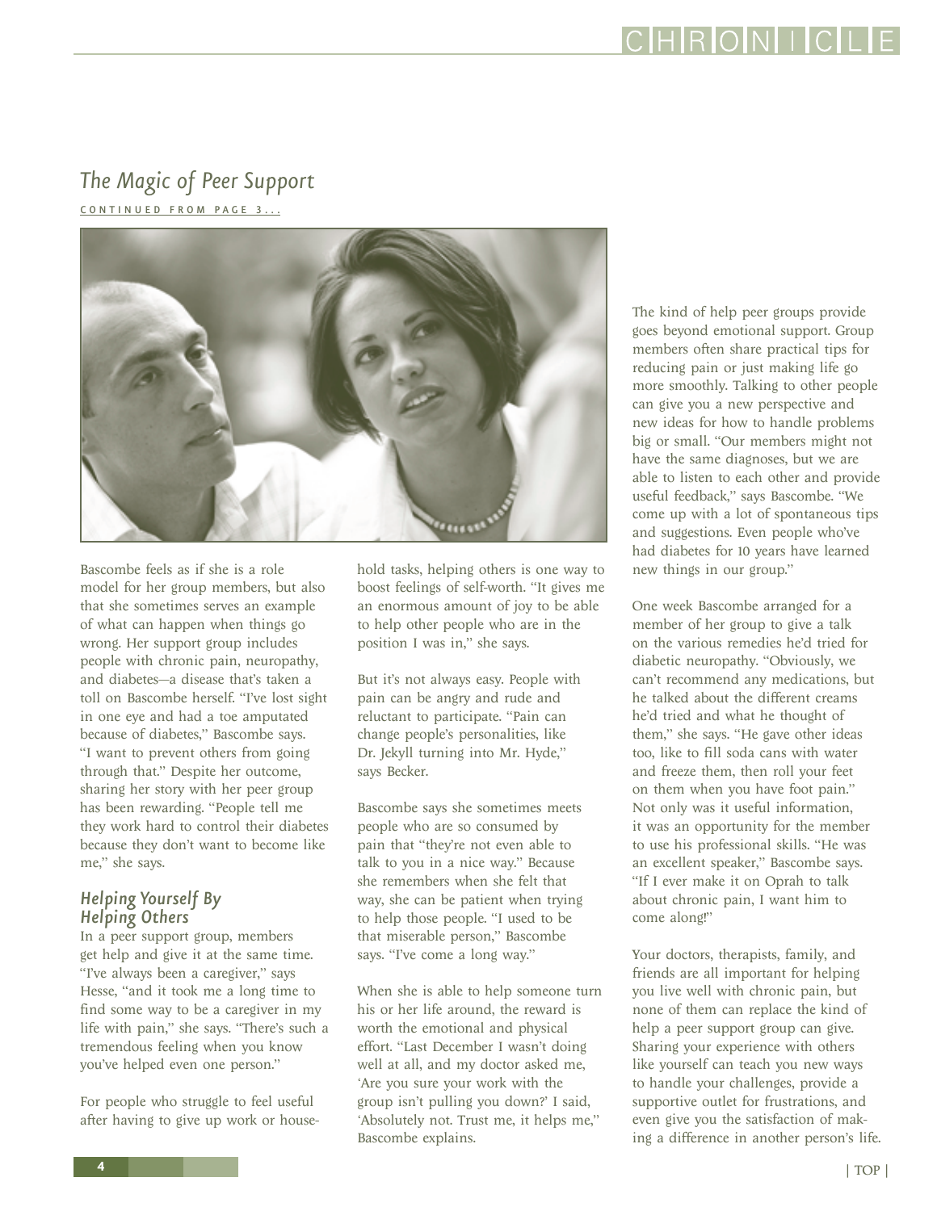## The Magic of Peer Support

CONTINUED FROM PAGE 3...

Bascombe feels as if she is a role model for her group members, but also that she sometimes serves an example of what can happen when things go wrong. Her support group includes people with chronic pain, neuropathy, and diabetes—a disease that's taken a toll on Bascombe herself. "I've lost sight in one eye and had a toe amputated because of diabetes," Bascombe says. "I want to prevent others from going through that." Despite her outcome, sharing her story with her peer group has been rewarding. "People tell me they work hard to control their diabetes because they don't want to become like me," she says.

### Helping Yourself By Helping Others

In a peer support group, members get help and give it at the same time. "I've always been a caregiver," says Hesse, "and it took me a long time to find some way to be a caregiver in my life with pain," she says. "There's such a tremendous feeling when you know you've helped even one person."

For people who struggle to feel useful after having to give up work or household tasks, helping others is one way to boost feelings of self-worth. "It gives me an enormous amount of joy to be able to help other people who are in the position I was in," she says.

But it's not always easy. People with pain can be angry and rude and reluctant to participate. "Pain can change people's personalities, like Dr. Jekyll turning into Mr. Hyde," says Becker.

Bascombe says she sometimes meets people who are so consumed by pain that "they're not even able to talk to you in a nice way." Because she remembers when she felt that way, she can be patient when trying to help those people. "I used to be that miserable person," Bascombe says. "I've come a long way."

When she is able to help someone turn his or her life around, the reward is worth the emotional and physical effort. "Last December I wasn't doing well at all, and my doctor asked me, 'Are you sure your work with the group isn't pulling you down?' I said, 'Absolutely not. Trust me, it helps me,'" Bascombe explains.

The kind of help peer groups provide goes beyond emotional support. Group members often share practical tips for reducing pain or just making life go more smoothly. Talking to other people can give you a new perspective and new ideas for how to handle problems big or small. "Our members might not have the same diagnoses, but we are able to listen to each other and provide useful feedback," says Bascombe. "We come up with a lot of spontaneous tips and suggestions. Even people who've had diabetes for 10 years have learned new things in our group."

One week Bascombe arranged for a member of her group to give a talk on the various remedies he'd tried for diabetic neuropathy. "Obviously, we can't recommend any medications, but he talked about the different creams he'd tried and what he thought of them," she says. "He gave other ideas too, like to fill soda cans with water and freeze them, then roll your feet on them when you have foot pain." Not only was it useful information, it was an opportunity for the member to use his professional skills. "He was an excellent speaker," Bascombe says. "If I ever make it on Oprah to talk about chronic pain, I want him to come along!"

Your doctors, therapists, family, and friends are all important for helping you live well with chronic pain, but none of them can replace the kind of help a peer support group can give. Sharing your experience with others like yourself can teach you new ways to handle your challenges, provide a supportive outlet for frustrations, and even give you the satisfaction of making a difference in another person's life.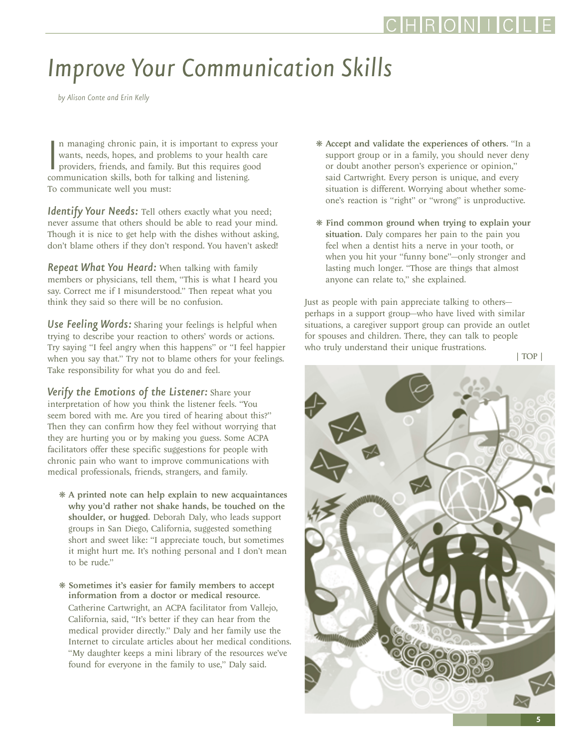# Improve Your Communication Skills

*by Alison Conte and Erin Kelly*

In managing chronic pain, it is important to express your wants, needs, hopes, and problems to your health care providers, friends, and family. But this requires good communication skills, both for talking and listening. To communicate well you must:

***Identify Your Needs:*** Tell others exactly what you need; never assume that others should be able to read your mind. Though it is nice to get help with the dishes without asking, don't blame others if they don't respond. You haven't asked!

***Repeat What You Heard:*** When talking with family members or physicians, tell them, "This is what I heard you say. Correct me if I misunderstood." Then repeat what you think they said so there will be no confusion.

***Use Feeling Words:*** Sharing your feelings is helpful when trying to describe your reaction to others' words or actions. Try saying "I feel angry when this happens" or "I feel happier when you say that." Try not to blame others for your feelings. Take responsibility for what you do and feel.

***Verify the Emotions of the Listener:*** Share your interpretation of how you think the listener feels. "You seem bored with me. Are you tired of hearing about this?" Then they can confirm how they feel without worrying that they are hurting you or by making you guess. Some ACPA facilitators offer these specific suggestions for people with chronic pain who want to improve communications with medical professionals, friends, strangers, and family.

- **A printed note can help explain to new acquaintances why you'd rather not shake hands, be touched on the shoulder, or hugged.** Deborah Daly, who leads support groups in San Diego, California, suggested something short and sweet like: "I appreciate touch, but sometimes it might hurt me. It's nothing personal and I don't mean to be rude."

- **Sometimes it's easier for family members to accept information from a doctor or medical resource.** Catherine Cartwright, an ACPA facilitator from Vallejo, California, said, "It's better if they can hear from the medical provider directly." Daly and her family use the Internet to circulate articles about her medical conditions. "My daughter keeps a mini library of the resources we've found for everyone in the family to use," Daly said.

- **Accept and validate the experiences of others.** "In a support group or in a family, you should never deny or doubt another person's experience or opinion," said Cartwright. Every person is unique, and every situation is different. Worrying about whether someone's reaction is "right" or "wrong" is unproductive.

- **Find common ground when trying to explain your situation.** Daly compares her pain to the pain you feel when a dentist hits a nerve in your tooth, or when you hit your "funny bone"—only stronger and lasting much longer. "Those are things that almost anyone can relate to," she explained.

Just as people with pain appreciate talking to others—perhaps in a support group—who have lived with similar situations, a caregiver support group can provide an outlet for spouses and children. There, they can talk to people who truly understand their unique frustrations.

| TOP |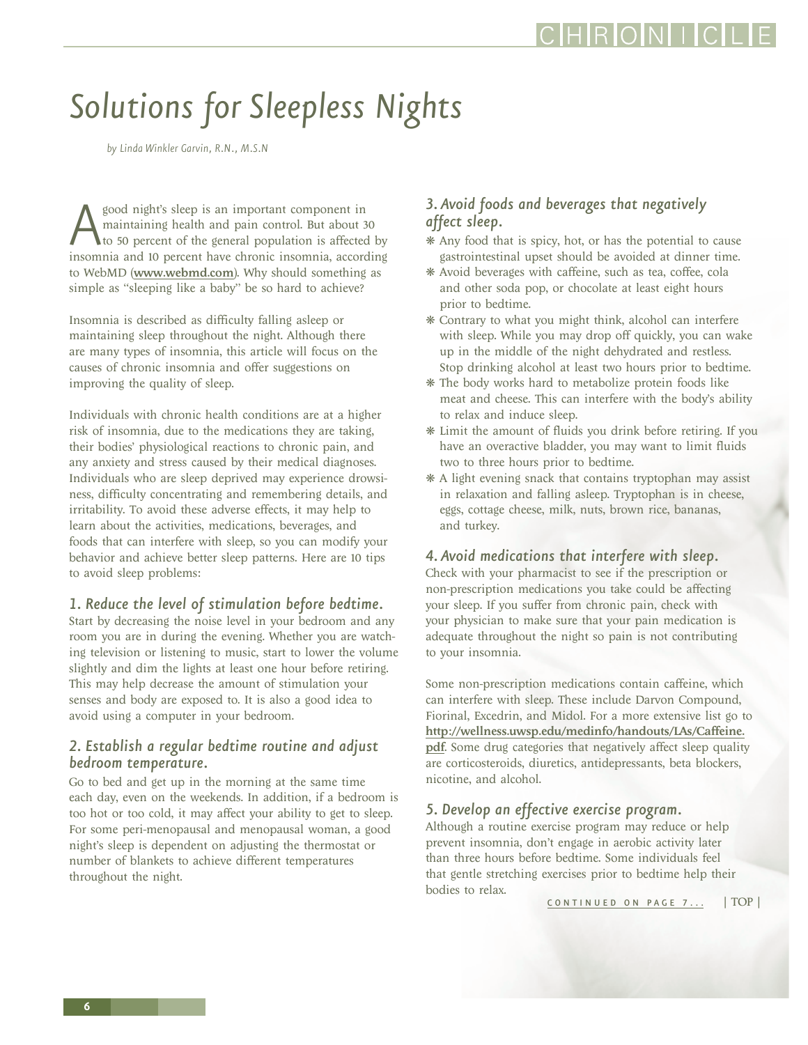# Solutions for Sleepless Nights

*by Linda Winkler Garvin, R.N., M.S.N*

A good night's sleep is an important component in maintaining health and pain control. But about 30 to 50 percent of the general population is affected by insomnia and 10 percent have chronic insomnia, according to WebMD (**www.webmd.com**). Why should something as simple as "sleeping like a baby" be so hard to achieve?

Insomnia is described as difficulty falling asleep or maintaining sleep throughout the night. Although there are many types of insomnia, this article will focus on the causes of chronic insomnia and offer suggestions on improving the quality of sleep.

Individuals with chronic health conditions are at a higher risk of insomnia, due to the medications they are taking, their bodies' physiological reactions to chronic pain, and any anxiety and stress caused by their medical diagnoses. Individuals who are sleep deprived may experience drowsiness, difficulty concentrating and remembering details, and irritability. To avoid these adverse effects, it may help to learn about the activities, medications, beverages, and foods that can interfere with sleep, so you can modify your behavior and achieve better sleep patterns. Here are 10 tips to avoid sleep problems:

### *1. Reduce the level of stimulation before bedtime.*

Start by decreasing the noise level in your bedroom and any room you are in during the evening. Whether you are watching television or listening to music, start to lower the volume slightly and dim the lights at least one hour before retiring. This may help decrease the amount of stimulation your senses and body are exposed to. It is also a good idea to avoid using a computer in your bedroom.

### *2. Establish a regular bedtime routine and adjust bedroom temperature.*

Go to bed and get up in the morning at the same time each day, even on the weekends. In addition, if a bedroom is too hot or too cold, it may affect your ability to get to sleep. For some peri-menopausal and menopausal woman, a good night's sleep is dependent on adjusting the thermostat or number of blankets to achieve different temperatures throughout the night.

### *3. Avoid foods and beverages that negatively affect sleep.*

- Any food that is spicy, hot, or has the potential to cause gastrointestinal upset should be avoided at dinner time.
- Avoid beverages with caffeine, such as tea, coffee, cola and other soda pop, or chocolate at least eight hours prior to bedtime.
- Contrary to what you might think, alcohol can interfere with sleep. While you may drop off quickly, you can wake up in the middle of the night dehydrated and restless. Stop drinking alcohol at least two hours prior to bedtime.
- The body works hard to metabolize protein foods like meat and cheese. This can interfere with the body's ability to relax and induce sleep.
- Limit the amount of fluids you drink before retiring. If you have an overactive bladder, you may want to limit fluids two to three hours prior to bedtime.
- A light evening snack that contains tryptophan may assist in relaxation and falling asleep. Tryptophan is in cheese, eggs, cottage cheese, milk, nuts, brown rice, bananas, and turkey.

### *4. Avoid medications that interfere with sleep.*

Check with your pharmacist to see if the prescription or non-prescription medications you take could be affecting your sleep. If you suffer from chronic pain, check with your physician to make sure that your pain medication is adequate throughout the night so pain is not contributing to your insomnia.

Some non-prescription medications contain caffeine, which can interfere with sleep. These include Darvon Compound, Fiorinal, Excedrin, and Midol. For a more extensive list go to **http://wellness.uwsp.edu/medinfo/handouts/LAs/Caffeine.pdf**. Some drug categories that negatively affect sleep quality are corticosteroids, diuretics, antidepressants, beta blockers, nicotine, and alcohol.

### *5. Develop an effective exercise program.*

Although a routine exercise program may reduce or help prevent insomnia, don't engage in aerobic activity later than three hours before bedtime. Some individuals feel that gentle stretching exercises prior to bedtime help their bodies to relax.

CONTINUED ON PAGE 7...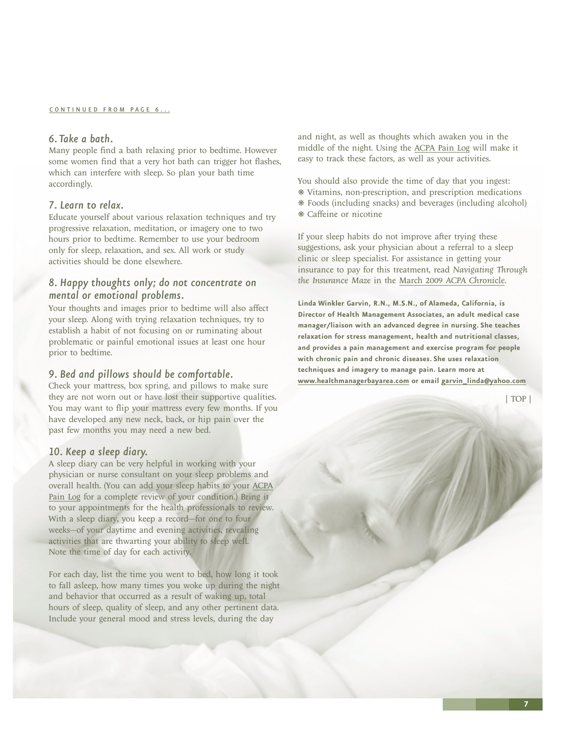CONTINUED FROM PAGE 6...

### 6. Take a bath.

Many people find a bath relaxing prior to bedtime. However some women find that a very hot bath can trigger hot flashes, which can interfere with sleep. So plan your bath time accordingly.

### 7. Learn to relax.

Educate yourself about various relaxation techniques and try progressive relaxation, meditation, or imagery one to two hours prior to bedtime. Remember to use your bedroom only for sleep, relaxation, and sex. All work or study activities should be done elsewhere.

### 8. Happy thoughts only; do not concentrate on mental or emotional problems.

Your thoughts and images prior to bedtime will also affect your sleep. Along with trying relaxation techniques, try to establish a habit of not focusing on or ruminating about problematic or painful emotional issues at least one hour prior to bedtime.

### 9. Bed and pillows should be comfortable.

Check your mattress, box spring, and pillows to make sure they are not worn out or have lost their supportive qualities. You may want to flip your mattress every few months. If you have developed any new neck, back, or hip pain over the past few months you may need a new bed.

### 10. Keep a sleep diary.

A sleep diary can be very helpful in working with your physician or nurse consultant on your sleep problems and overall health. (You can add your sleep habits to your ACPA Pain Log for a complete review of your condition.) Bring it to your appointments for the health professionals to review. With a sleep diary, you keep a record—for one to four weeks—of your daytime and evening activities, revealing activities that are thwarting your ability to sleep well. Note the time of day for each activity.

For each day, list the time you went to bed, how long it took to fall asleep, how many times you woke up during the night and behavior that occurred as a result of waking up, total hours of sleep, quality of sleep, and any other pertinent data. Include your general mood and stress levels, during the day and night, as well as thoughts which awaken you in the middle of the night. Using the ACPA Pain Log will make it easy to track these factors, as well as your activities.

You should also provide the time of day that you ingest:

- Vitamins, non-prescription, and prescription medications
- Foods (including snacks) and beverages (including alcohol)
- Caffeine or nicotine

If your sleep habits do not improve after trying these suggestions, ask your physician about a referral to a sleep clinic or sleep specialist. For assistance in getting your insurance to pay for this treatment, read *Navigating Through the Insurance Maze* in the March 2009 *ACPA Chronicle*.

**Linda Winkler Garvin, R.N., M.S.N., of Alameda, California, is Director of Health Management Associates, an adult medical case manager/liaison with an advanced degree in nursing. She teaches relaxation for stress management, health and nutritional classes, and provides a pain management and exercise program for people with chronic pain and chronic diseases. She uses relaxation techniques and imagery to manage pain. Learn more at www.healthmanagerbayarea.com or email garvin_linda@yahoo.com**

| TOP |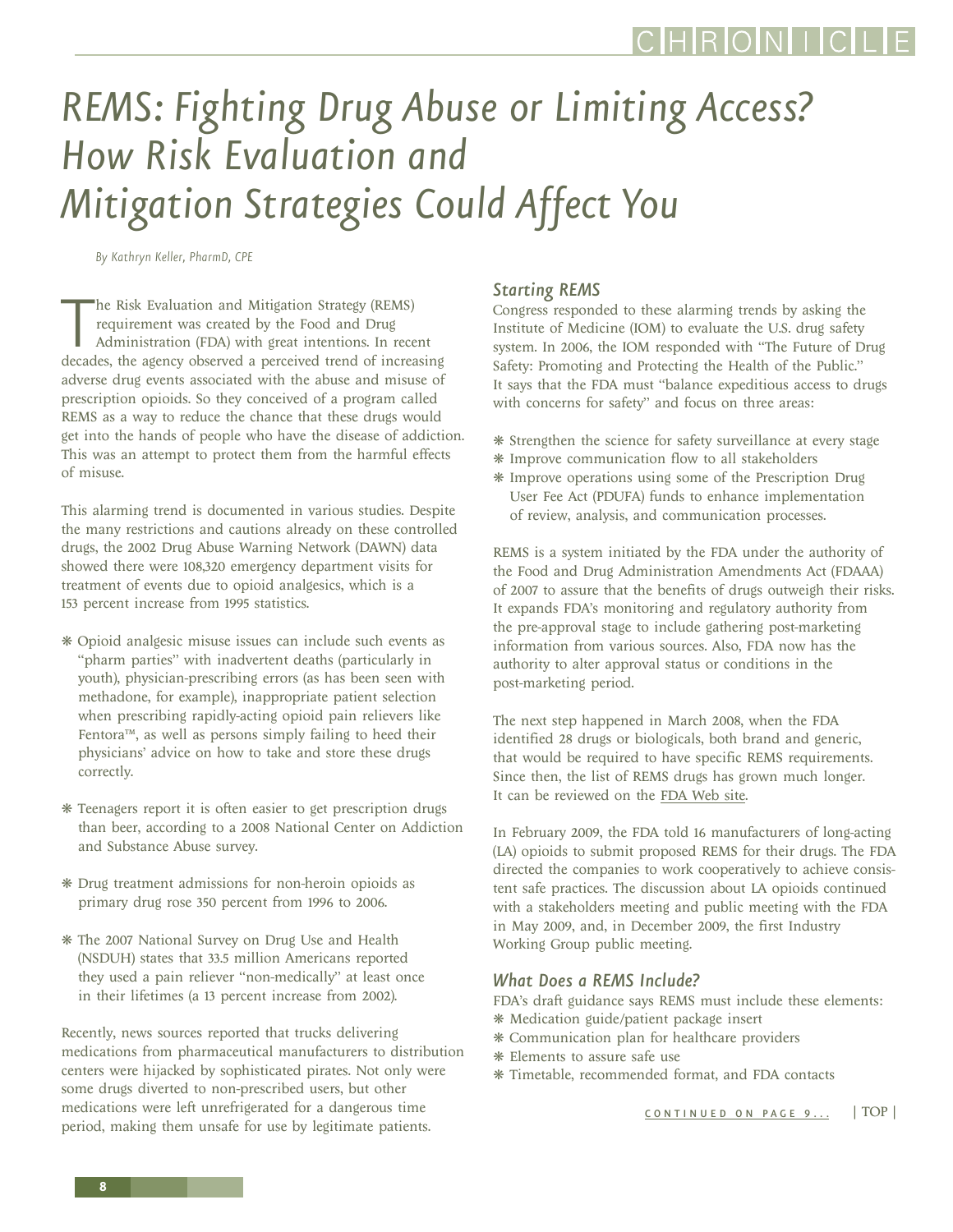# REMS: Fighting Drug Abuse or Limiting Access? How Risk Evaluation and Mitigation Strategies Could Affect You

*By Kathryn Keller, PharmD, CPE*

The Risk Evaluation and Mitigation Strategy (REMS) requirement was created by the Food and Drug Administration (FDA) with great intentions. In recent decades, the agency observed a perceived trend of increasing adverse drug events associated with the abuse and misuse of prescription opioids. So they conceived of a program called REMS as a way to reduce the chance that these drugs would get into the hands of people who have the disease of addiction. This was an attempt to protect them from the harmful effects of misuse.

This alarming trend is documented in various studies. Despite the many restrictions and cautions already on these controlled drugs, the 2002 Drug Abuse Warning Network (DAWN) data showed there were 108,320 emergency department visits for treatment of events due to opioid analgesics, which is a 153 percent increase from 1995 statistics.

- Opioid analgesic misuse issues can include such events as "pharm parties" with inadvertent deaths (particularly in youth), physician-prescribing errors (as has been seen with methadone, for example), inappropriate patient selection when prescribing rapidly-acting opioid pain relievers like Fentora™, as well as persons simply failing to heed their physicians' advice on how to take and store these drugs correctly.
- Teenagers report it is often easier to get prescription drugs than beer, according to a 2008 National Center on Addiction and Substance Abuse survey.
- Drug treatment admissions for non-heroin opioids as primary drug rose 350 percent from 1996 to 2006.
- The 2007 National Survey on Drug Use and Health (NSDUH) states that 33.5 million Americans reported they used a pain reliever "non-medically" at least once in their lifetimes (a 13 percent increase from 2002).

Recently, news sources reported that trucks delivering medications from pharmaceutical manufacturers to distribution centers were hijacked by sophisticated pirates. Not only were some drugs diverted to non-prescribed users, but other medications were left unrefrigerated for a dangerous time period, making them unsafe for use by legitimate patients.

### Starting REMS

Congress responded to these alarming trends by asking the Institute of Medicine (IOM) to evaluate the U.S. drug safety system. In 2006, the IOM responded with "The Future of Drug Safety: Promoting and Protecting the Health of the Public." It says that the FDA must "balance expeditious access to drugs with concerns for safety" and focus on three areas:

- Strengthen the science for safety surveillance at every stage
- Improve communication flow to all stakeholders
- Improve operations using some of the Prescription Drug User Fee Act (PDUFA) funds to enhance implementation of review, analysis, and communication processes.

REMS is a system initiated by the FDA under the authority of the Food and Drug Administration Amendments Act (FDAAA) of 2007 to assure that the benefits of drugs outweigh their risks. It expands FDA's monitoring and regulatory authority from the pre-approval stage to include gathering post-marketing information from various sources. Also, FDA now has the authority to alter approval status or conditions in the post-marketing period.

The next step happened in March 2008, when the FDA identified 28 drugs or biologicals, both brand and generic, that would be required to have specific REMS requirements. Since then, the list of REMS drugs has grown much longer. It can be reviewed on the FDA Web site.

In February 2009, the FDA told 16 manufacturers of long-acting (LA) opioids to submit proposed REMS for their drugs. The FDA directed the companies to work cooperatively to achieve consistent safe practices. The discussion about LA opioids continued with a stakeholders meeting and public meeting with the FDA in May 2009, and, in December 2009, the first Industry Working Group public meeting.

### What Does a REMS Include?

FDA's draft guidance says REMS must include these elements:

- Medication guide/patient package insert
- Communication plan for healthcare providers
- Elements to assure safe use
- Timetable, recommended format, and FDA contacts

CONTINUED ON PAGE 9...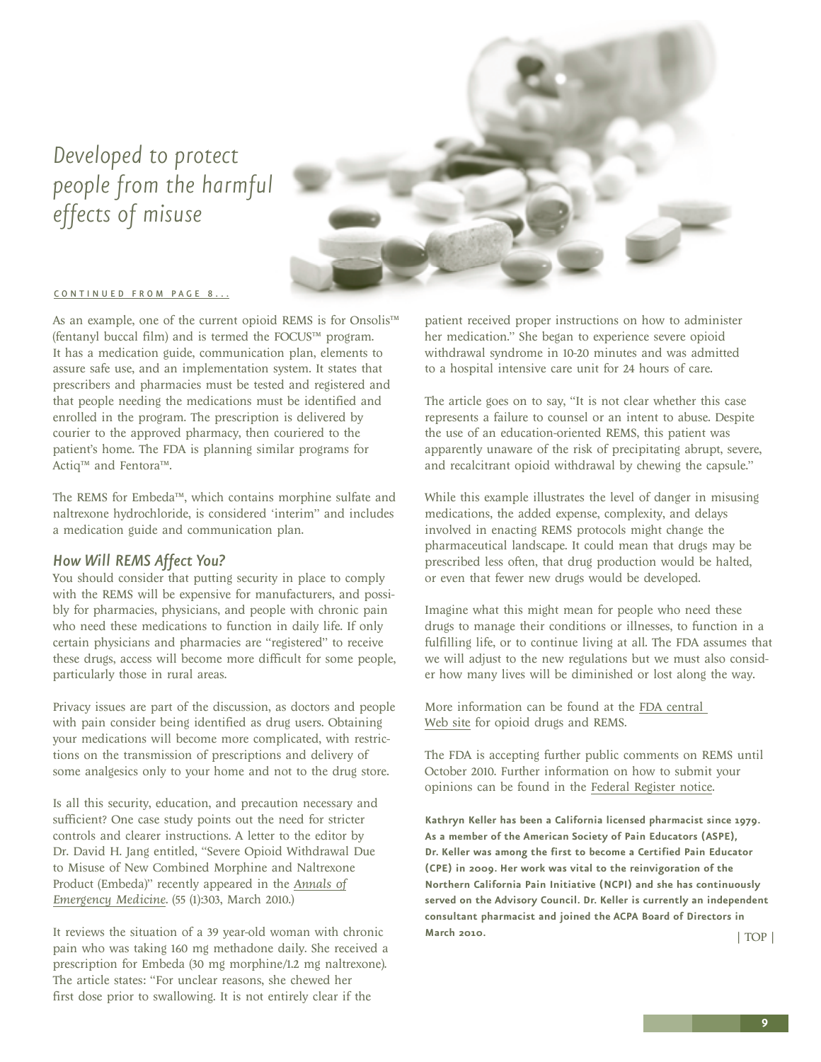*Developed to protect people from the harmful effects of misuse*

CONTINUED FROM PAGE 8...

As an example, one of the current opioid REMS is for Onsolis™ (fentanyl buccal film) and is termed the FOCUS™ program. It has a medication guide, communication plan, elements to assure safe use, and an implementation system. It states that prescribers and pharmacies must be tested and registered and that people needing the medications must be identified and enrolled in the program. The prescription is delivered by courier to the approved pharmacy, then couriered to the patient's home. The FDA is planning similar programs for Actiq™ and Fentora™.

The REMS for Embeda™, which contains morphine sulfate and naltrexone hydrochloride, is considered 'interim" and includes a medication guide and communication plan.

### *How Will REMS Affect You?*

You should consider that putting security in place to comply with the REMS will be expensive for manufacturers, and possibly for pharmacies, physicians, and people with chronic pain who need these medications to function in daily life. If only certain physicians and pharmacies are "registered" to receive these drugs, access will become more difficult for some people, particularly those in rural areas.

Privacy issues are part of the discussion, as doctors and people with pain consider being identified as drug users. Obtaining your medications will become more complicated, with restrictions on the transmission of prescriptions and delivery of some analgesics only to your home and not to the drug store.

Is all this security, education, and precaution necessary and sufficient? One case study points out the need for stricter controls and clearer instructions. A letter to the editor by Dr. David H. Jang entitled, "Severe Opioid Withdrawal Due to Misuse of New Combined Morphine and Naltrexone Product (Embeda)" recently appeared in the *Annals of Emergency Medicine*. (55 (1):303, March 2010.)

It reviews the situation of a 39 year-old woman with chronic pain who was taking 160 mg methadone daily. She received a prescription for Embeda (30 mg morphine/1.2 mg naltrexone). The article states: "For unclear reasons, she chewed her first dose prior to swallowing. It is not entirely clear if the patient received proper instructions on how to administer her medication." She began to experience severe opioid withdrawal syndrome in 10-20 minutes and was admitted to a hospital intensive care unit for 24 hours of care.

The article goes on to say, "It is not clear whether this case represents a failure to counsel or an intent to abuse. Despite the use of an education-oriented REMS, this patient was apparently unaware of the risk of precipitating abrupt, severe, and recalcitrant opioid withdrawal by chewing the capsule."

While this example illustrates the level of danger in misusing medications, the added expense, complexity, and delays involved in enacting REMS protocols might change the pharmaceutical landscape. It could mean that drugs may be prescribed less often, that drug production would be halted, or even that fewer new drugs would be developed.

Imagine what this might mean for people who need these drugs to manage their conditions or illnesses, to function in a fulfilling life, or to continue living at all. The FDA assumes that we will adjust to the new regulations but we must also consider how many lives will be diminished or lost along the way.

More information can be found at the FDA central Web site for opioid drugs and REMS.

The FDA is accepting further public comments on REMS until October 2010. Further information on how to submit your opinions can be found in the Federal Register notice.

**Kathryn Keller has been a California licensed pharmacist since 1979. As a member of the American Society of Pain Educators (ASPE), Dr. Keller was among the first to become a Certified Pain Educator (CPE) in 2009. Her work was vital to the reinvigoration of the Northern California Pain Initiative (NCPI) and she has continuously served on the Advisory Council. Dr. Keller is currently an independent consultant pharmacist and joined the ACPA Board of Directors in March 2010.**

| TOP |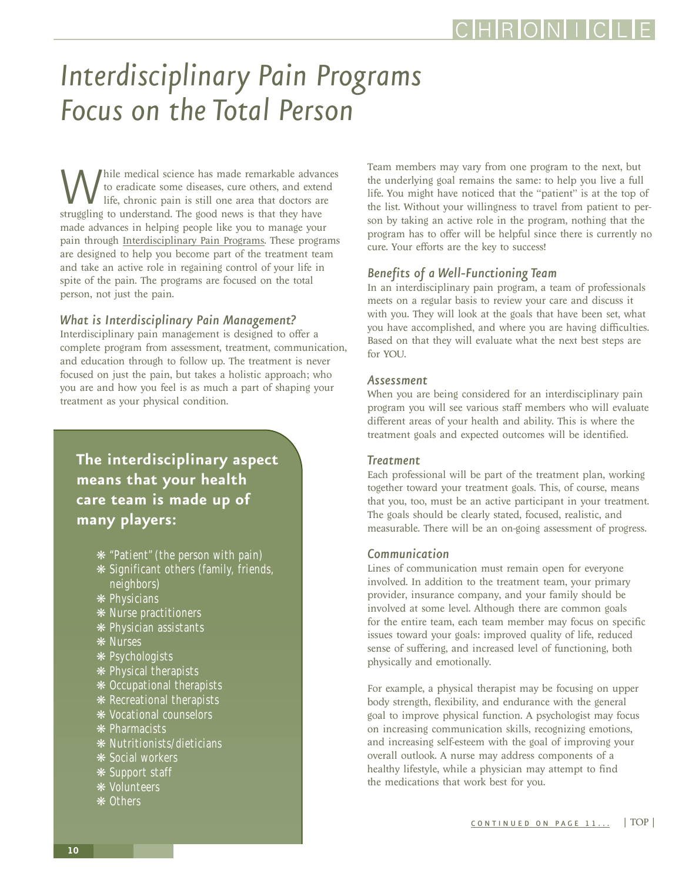# *Interdisciplinary Pain Programs Focus on the Total Person*

While medical science has made remarkable advances to eradicate some diseases, cure others, and extend life, chronic pain is still one area that doctors are struggling to understand. The good news is that they have made advances in helping people like you to manage your pain through Interdisciplinary Pain Programs. These programs are designed to help you become part of the treatment team and take an active role in regaining control of your life in spite of the pain. The programs are focused on the total person, not just the pain.

### *What is Interdisciplinary Pain Management?*

Interdisciplinary pain management is designed to offer a complete program from assessment, treatment, communication, and education through to follow up. The treatment is never focused on just the pain, but takes a holistic approach; who you are and how you feel is as much a part of shaping your treatment as your physical condition.

**The interdisciplinary aspect means that your health care team is made up of many players:**

- "Patient" (the person with pain)
- Significant others (family, friends, neighbors)
- Physicians
- Nurse practitioners
- Physician assistants
- Nurses
- Psychologists
- Physical therapists
- Occupational therapists
- Recreational therapists
- Vocational counselors
- Pharmacists
- Nutritionists/dieticians
- Social workers
- Support staff
- Volunteers
- Others

Team members may vary from one program to the next, but the underlying goal remains the same: to help you live a full life. You might have noticed that the "patient" is at the top of the list. Without your willingness to travel from patient to person by taking an active role in the program, nothing that the program has to offer will be helpful since there is currently no cure. Your efforts are the key to success!

### *Benefits of a Well-Functioning Team*

In an interdisciplinary pain program, a team of professionals meets on a regular basis to review your care and discuss it with you. They will look at the goals that have been set, what you have accomplished, and where you are having difficulties. Based on that they will evaluate what the next best steps are for YOU.

### *Assessment*

When you are being considered for an interdisciplinary pain program you will see various staff members who will evaluate different areas of your health and ability. This is where the treatment goals and expected outcomes will be identified.

### *Treatment*

Each professional will be part of the treatment plan, working together toward your treatment goals. This, of course, means that you, too, must be an active participant in your treatment. The goals should be clearly stated, focused, realistic, and measurable. There will be an on-going assessment of progress.

### *Communication*

Lines of communication must remain open for everyone involved. In addition to the treatment team, your primary provider, insurance company, and your family should be involved at some level. Although there are common goals for the entire team, each team member may focus on specific issues toward your goals: improved quality of life, reduced sense of suffering, and increased level of functioning, both physically and emotionally.

For example, a physical therapist may be focusing on upper body strength, flexibility, and endurance with the general goal to improve physical function. A psychologist may focus on increasing communication skills, recognizing emotions, and increasing self-esteem with the goal of improving your overall outlook. A nurse may address components of a healthy lifestyle, while a physician may attempt to find the medications that work best for you.

CONTINUED ON PAGE 11...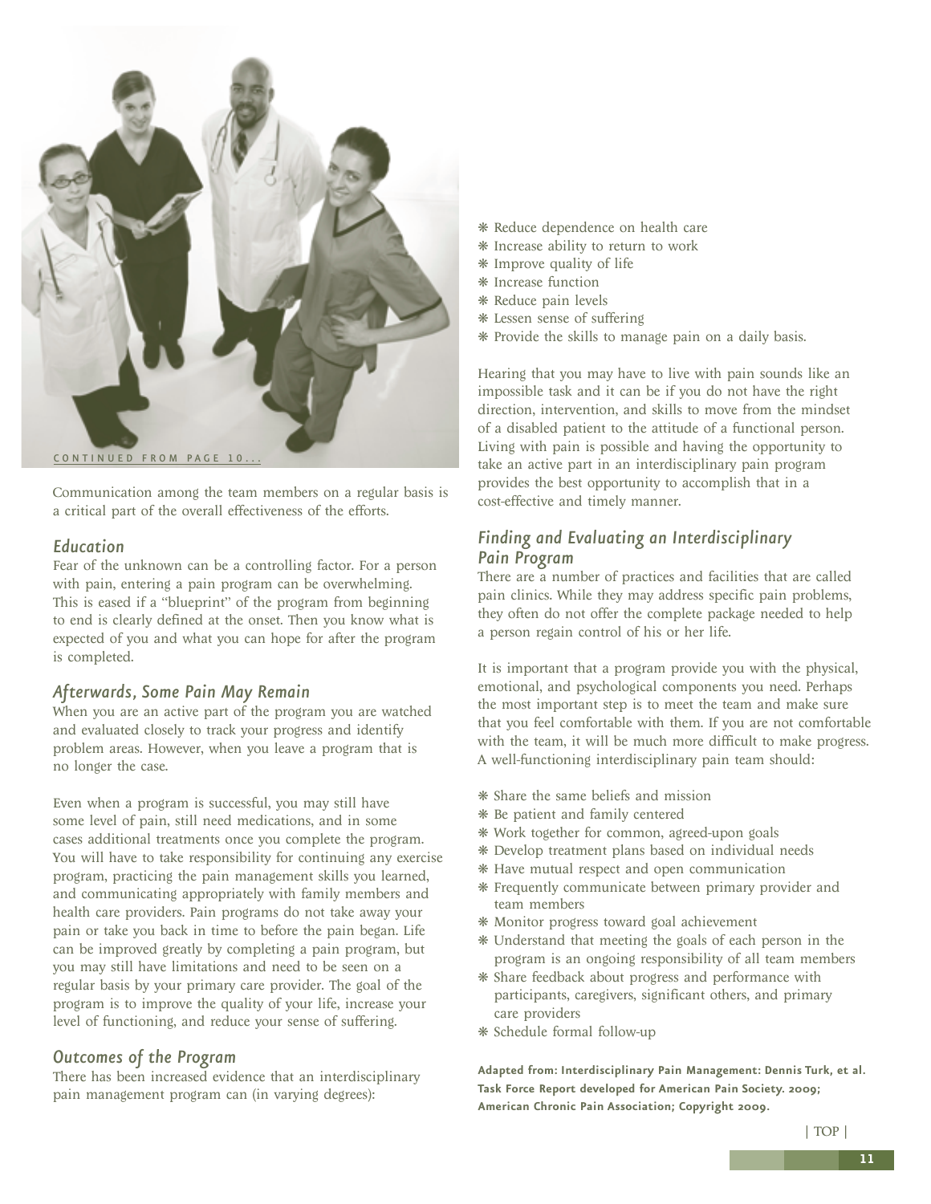CONTINUED FROM PAGE 10...

Communication among the team members on a regular basis is a critical part of the overall effectiveness of the efforts.

### *Education*

Fear of the unknown can be a controlling factor. For a person with pain, entering a pain program can be overwhelming. This is eased if a "blueprint" of the program from beginning to end is clearly defined at the onset. Then you know what is expected of you and what you can hope for after the program is completed.

### *Afterwards, Some Pain May Remain*

When you are an active part of the program you are watched and evaluated closely to track your progress and identify problem areas. However, when you leave a program that is no longer the case.

Even when a program is successful, you may still have some level of pain, still need medications, and in some cases additional treatments once you complete the program. You will have to take responsibility for continuing any exercise program, practicing the pain management skills you learned, and communicating appropriately with family members and health care providers. Pain programs do not take away your pain or take you back in time to before the pain began. Life can be improved greatly by completing a pain program, but you may still have limitations and need to be seen on a regular basis by your primary care provider. The goal of the program is to improve the quality of your life, increase your level of functioning, and reduce your sense of suffering.

### *Outcomes of the Program*

There has been increased evidence that an interdisciplinary pain management program can (in varying degrees):

- Reduce dependence on health care
- Increase ability to return to work
- Improve quality of life
- Increase function
- Reduce pain levels
- Lessen sense of suffering
- Provide the skills to manage pain on a daily basis.

Hearing that you may have to live with pain sounds like an impossible task and it can be if you do not have the right direction, intervention, and skills to move from the mindset of a disabled patient to the attitude of a functional person. Living with pain is possible and having the opportunity to take an active part in an interdisciplinary pain program provides the best opportunity to accomplish that in a cost-effective and timely manner.

### *Finding and Evaluating an Interdisciplinary Pain Program*

There are a number of practices and facilities that are called pain clinics. While they may address specific pain problems, they often do not offer the complete package needed to help a person regain control of his or her life.

It is important that a program provide you with the physical, emotional, and psychological components you need. Perhaps the most important step is to meet the team and make sure that you feel comfortable with them. If you are not comfortable with the team, it will be much more difficult to make progress. A well-functioning interdisciplinary pain team should:

- Share the same beliefs and mission
- Be patient and family centered
- Work together for common, agreed-upon goals
- Develop treatment plans based on individual needs
- Have mutual respect and open communication
- Frequently communicate between primary provider and team members
- Monitor progress toward goal achievement
- Understand that meeting the goals of each person in the program is an ongoing responsibility of all team members
- Share feedback about progress and performance with participants, caregivers, significant others, and primary care providers
- Schedule formal follow-up

**Adapted from: Interdisciplinary Pain Management: Dennis Turk, et al. Task Force Report developed for American Pain Society. 2009; American Chronic Pain Association; Copyright 2009.**

| TOP |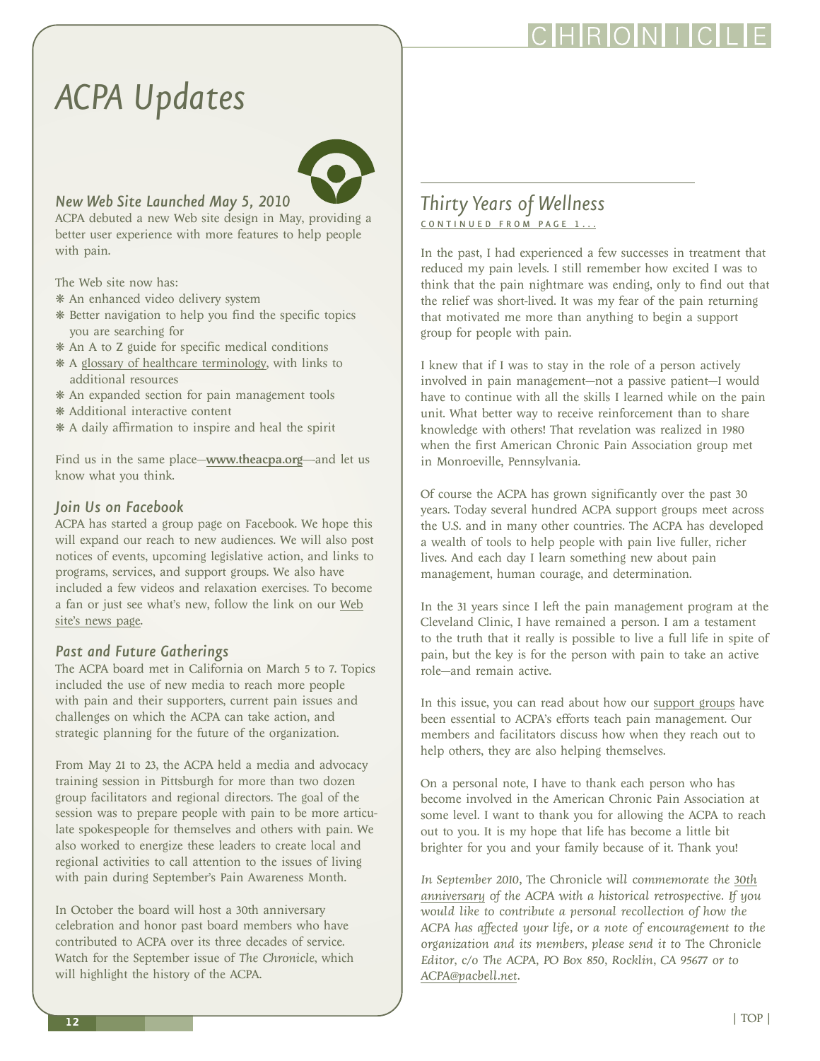# ACPA Updates

### New Web Site Launched May 5, 2010

ACPA debuted a new Web site design in May, providing a better user experience with more features to help people with pain.

The Web site now has:

- An enhanced video delivery system
- Better navigation to help you find the specific topics you are searching for
- An A to Z guide for specific medical conditions
- A glossary of healthcare terminology, with links to additional resources
- An expanded section for pain management tools
- Additional interactive content
- A daily affirmation to inspire and heal the spirit

Find us in the same place—**www.theacpa.org**—and let us know what you think.

### Join Us on Facebook

ACPA has started a group page on Facebook. We hope this will expand our reach to new audiences. We will also post notices of events, upcoming legislative action, and links to programs, services, and support groups. We also have included a few videos and relaxation exercises. To become a fan or just see what's new, follow the link on our Web site's news page.

### Past and Future Gatherings

The ACPA board met in California on March 5 to 7. Topics included the use of new media to reach more people with pain and their supporters, current pain issues and challenges on which the ACPA can take action, and strategic planning for the future of the organization.

From May 21 to 23, the ACPA held a media and advocacy training session in Pittsburgh for more than two dozen group facilitators and regional directors. The goal of the session was to prepare people with pain to be more articulate spokespeople for themselves and others with pain. We also worked to energize these leaders to create local and regional activities to call attention to the issues of living with pain during September's Pain Awareness Month.

In October the board will host a 30th anniversary celebration and honor past board members who have contributed to ACPA over its three decades of service. Watch for the September issue of *The Chronicle*, which will highlight the history of the ACPA.

## Thirty Years of Wellness

CONTINUED FROM PAGE 1...

In the past, I had experienced a few successes in treatment that reduced my pain levels. I still remember how excited I was to think that the pain nightmare was ending, only to find out that the relief was short-lived. It was my fear of the pain returning that motivated me more than anything to begin a support group for people with pain.

I knew that if I was to stay in the role of a person actively involved in pain management—not a passive patient—I would have to continue with all the skills I learned while on the pain unit. What better way to receive reinforcement than to share knowledge with others! That revelation was realized in 1980 when the first American Chronic Pain Association group met in Monroeville, Pennsylvania.

Of course the ACPA has grown significantly over the past 30 years. Today several hundred ACPA support groups meet across the U.S. and in many other countries. The ACPA has developed a wealth of tools to help people with pain live fuller, richer lives. And each day I learn something new about pain management, human courage, and determination.

In the 31 years since I left the pain management program at the Cleveland Clinic, I have remained a person. I am a testament to the truth that it really is possible to live a full life in spite of pain, but the key is for the person with pain to take an active role—and remain active.

In this issue, you can read about how our support groups have been essential to ACPA's efforts teach pain management. Our members and facilitators discuss how when they reach out to help others, they are also helping themselves.

On a personal note, I have to thank each person who has become involved in the American Chronic Pain Association at some level. I want to thank you for allowing the ACPA to reach out to you. It is my hope that life has become a little bit brighter for you and your family because of it. Thank you!

*In September 2010,* The Chronicle *will commemorate the 30th anniversary of the ACPA with a historical retrospective. If you would like to contribute a personal recollection of how the ACPA has affected your life, or a note of encouragement to the organization and its members, please send it to* The Chronicle *Editor, c/o The ACPA, PO Box 850, Rocklin, CA 95677 or to ACPA@pacbell.net.*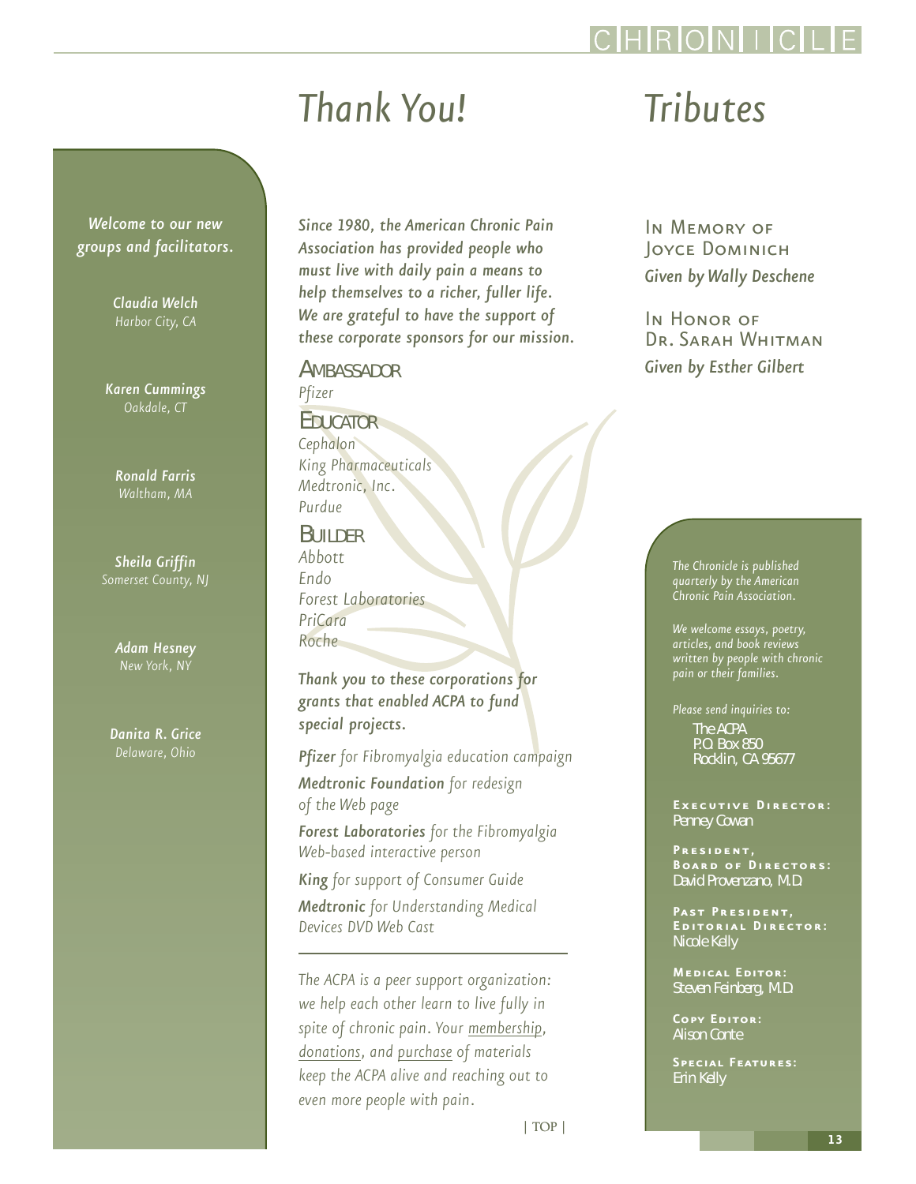*Welcome to our new groups and facilitators.*

***Claudia Welch***
*Harbor City, CA*

***Karen Cummings***
*Oakdale, CT*

***Ronald Farris***
*Waltham, MA*

***Sheila Griffin***
*Somerset County, NJ*

***Adam Hesney***
*New York, NY*

***Danita R. Grice***
*Delaware, Ohio*

# Thank You!

***Since 1980, the American Chronic Pain Association has provided people who must live with daily pain a means to help themselves to a richer, fuller life. We are grateful to have the support of these corporate sponsors for our mission.***

## Ambassador

*Pfizer*

## Educator

*Cephalon*
*King Pharmaceuticals*
*Medtronic, Inc.*
*Purdue*

## Builder

*Abbott*
*Endo*
*Forest Laboratories*
*PriCara*
*Roche*

***Thank you to these corporations for grants that enabled ACPA to fund special projects.***

***Pfizer*** *for Fibromyalgia education campaign*

***Medtronic Foundation*** *for redesign of the Web page*

***Forest Laboratories*** *for the Fibromyalgia Web-based interactive person*

***King*** *for support of Consumer Guide*

***Medtronic*** *for Understanding Medical Devices DVD Web Cast*

---

*The ACPA is a peer support organization: we help each other learn to live fully in spite of chronic pain. Your membership, donations, and purchase of materials keep the ACPA alive and reaching out to even more people with pain.*

| TOP |

# Tributes

In Memory of Joyce Dominich
***Given by Wally Deschene***

In Honor of Dr. Sarah Whitman
***Given by Esther Gilbert***

*The Chronicle is published quarterly by the American Chronic Pain Association.*

*We welcome essays, poetry, articles, and book reviews written by people with chronic pain or their families.*

*Please send inquiries to:*
The ACPA
P.O. Box 850
Rocklin, CA 95677

**Executive Director:**
Penney Cowan

**President, Board of Directors:**
David Provenzano, M.D.

**Past President, Editorial Director:**
Nicole Kelly

**Medical Editor:**
Steven Feinberg, M.D.

**Copy Editor:**
Alison Conte

**Special Features:**
Erin Kelly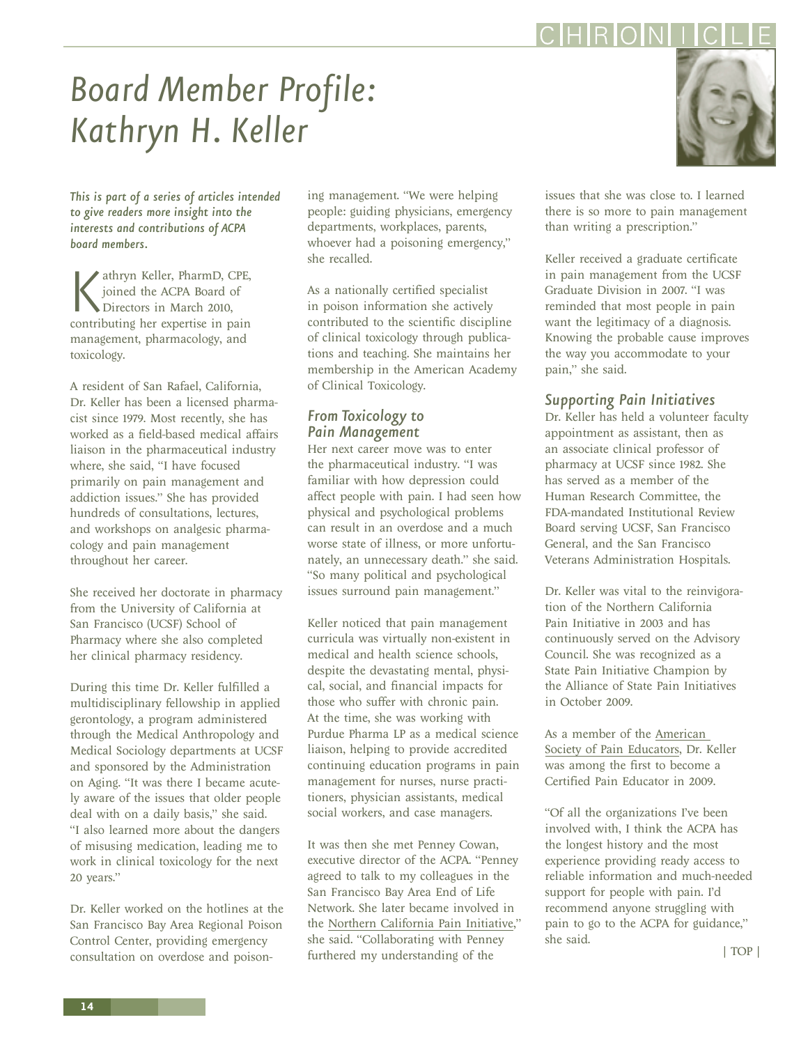# Board Member Profile: Kathryn H. Keller

***This is part of a series of articles intended to give readers more insight into the interests and contributions of ACPA board members.***

Kathryn Keller, PharmD, CPE, joined the ACPA Board of Directors in March 2010, contributing her expertise in pain management, pharmacology, and toxicology.

A resident of San Rafael, California, Dr. Keller has been a licensed pharmacist since 1979. Most recently, she has worked as a field-based medical affairs liaison in the pharmaceutical industry where, she said, "I have focused primarily on pain management and addiction issues." She has provided hundreds of consultations, lectures, and workshops on analgesic pharmacology and pain management throughout her career.

She received her doctorate in pharmacy from the University of California at San Francisco (UCSF) School of Pharmacy where she also completed her clinical pharmacy residency.

During this time Dr. Keller fulfilled a multidisciplinary fellowship in applied gerontology, a program administered through the Medical Anthropology and Medical Sociology departments at UCSF and sponsored by the Administration on Aging. "It was there I became acutely aware of the issues that older people deal with on a daily basis," she said. "I also learned more about the dangers of misusing medication, leading me to work in clinical toxicology for the next 20 years."

Dr. Keller worked on the hotlines at the San Francisco Bay Area Regional Poison Control Center, providing emergency consultation on overdose and poisoning management. "We were helping people: guiding physicians, emergency departments, workplaces, parents, whoever had a poisoning emergency," she recalled.

As a nationally certified specialist in poison information she actively contributed to the scientific discipline of clinical toxicology through publications and teaching. She maintains her membership in the American Academy of Clinical Toxicology.

## From Toxicology to Pain Management

Her next career move was to enter the pharmaceutical industry. "I was familiar with how depression could affect people with pain. I had seen how physical and psychological problems can result in an overdose and a much worse state of illness, or more unfortunately, an unnecessary death." she said. "So many political and psychological issues surround pain management."

Keller noticed that pain management curricula was virtually non-existent in medical and health science schools, despite the devastating mental, physical, social, and financial impacts for those who suffer with chronic pain. At the time, she was working with Purdue Pharma LP as a medical science liaison, helping to provide accredited continuing education programs in pain management for nurses, nurse practitioners, physician assistants, medical social workers, and case managers.

It was then she met Penney Cowan, executive director of the ACPA. "Penney agreed to talk to my colleagues in the San Francisco Bay Area End of Life Network. She later became involved in the Northern California Pain Initiative," she said. "Collaborating with Penney furthered my understanding of the issues that she was close to. I learned there is so more to pain management than writing a prescription."

Keller received a graduate certificate in pain management from the UCSF Graduate Division in 2007. "I was reminded that most people in pain want the legitimacy of a diagnosis. Knowing the probable cause improves the way you accommodate to your pain," she said.

## Supporting Pain Initiatives

Dr. Keller has held a volunteer faculty appointment as assistant, then as an associate clinical professor of pharmacy at UCSF since 1982. She has served as a member of the Human Research Committee, the FDA-mandated Institutional Review Board serving UCSF, San Francisco General, and the San Francisco Veterans Administration Hospitals.

Dr. Keller was vital to the reinvigoration of the Northern California Pain Initiative in 2003 and has continuously served on the Advisory Council. She was recognized as a State Pain Initiative Champion by the Alliance of State Pain Initiatives in October 2009.

As a member of the American Society of Pain Educators, Dr. Keller was among the first to become a Certified Pain Educator in 2009.

"Of all the organizations I've been involved with, I think the ACPA has the longest history and the most experience providing ready access to reliable information and much-needed support for people with pain. I'd recommend anyone struggling with pain to go to the ACPA for guidance," she said.

| TOP |